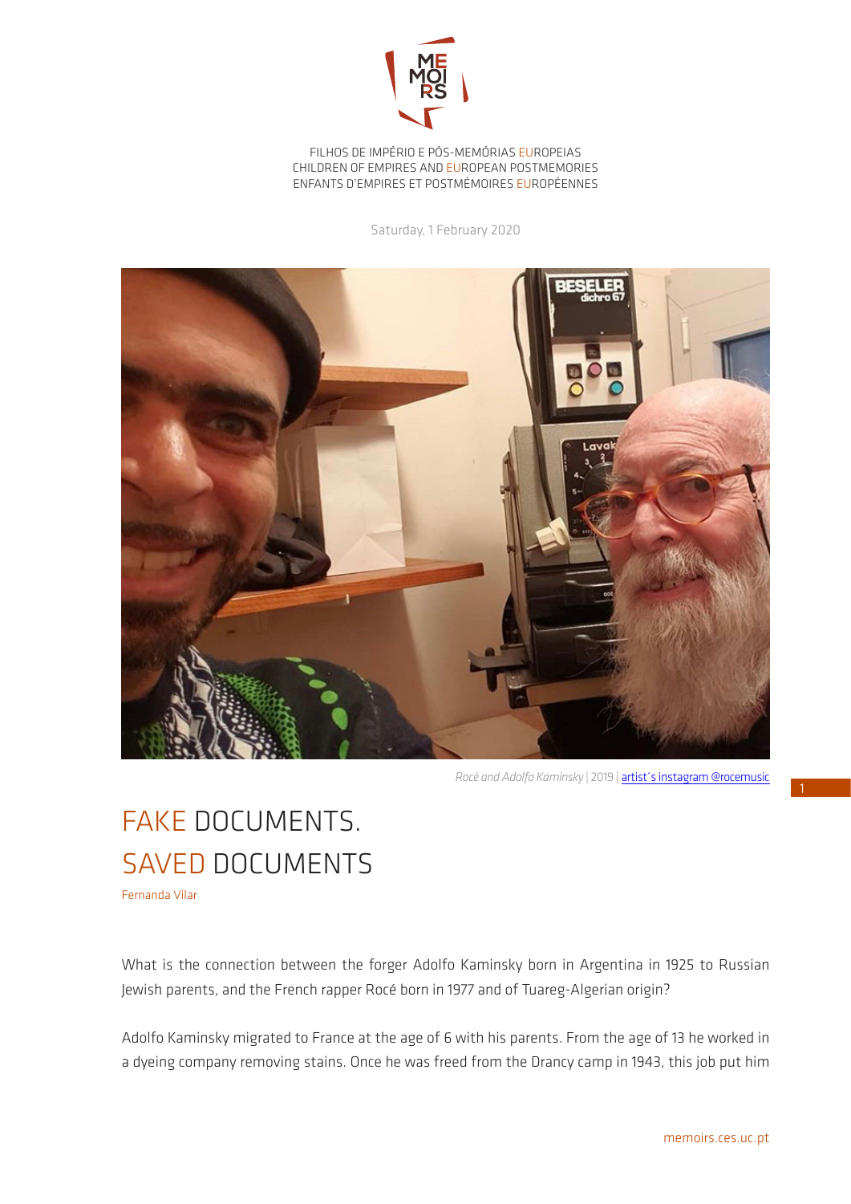FILHOS DE IMPÉRIO E PÓS-MEMÓRIAS EUROPEIAS
CHILDREN OF EMPIRES AND EUROPEAN POSTMEMORIES
ENFANTS D'EMPIRES ET POSTMÉMOIRES EUROPÉENNES

Saturday, 1 February 2020

*Rocé and Adolfo Kaminsky* | 2019 | [artist´s instagram @rocemusic]

# FAKE DOCUMENTS. SAVED DOCUMENTS

Fernanda Vilar

What is the connection between the forger Adolfo Kaminsky born in Argentina in 1925 to Russian Jewish parents, and the French rapper Rocé born in 1977 and of Tuareg-Algerian origin?

Adolfo Kaminsky migrated to France at the age of 6 with his parents. From the age of 13 he worked in a dyeing company removing stains. Once he was freed from the Drancy camp in 1943, this job put him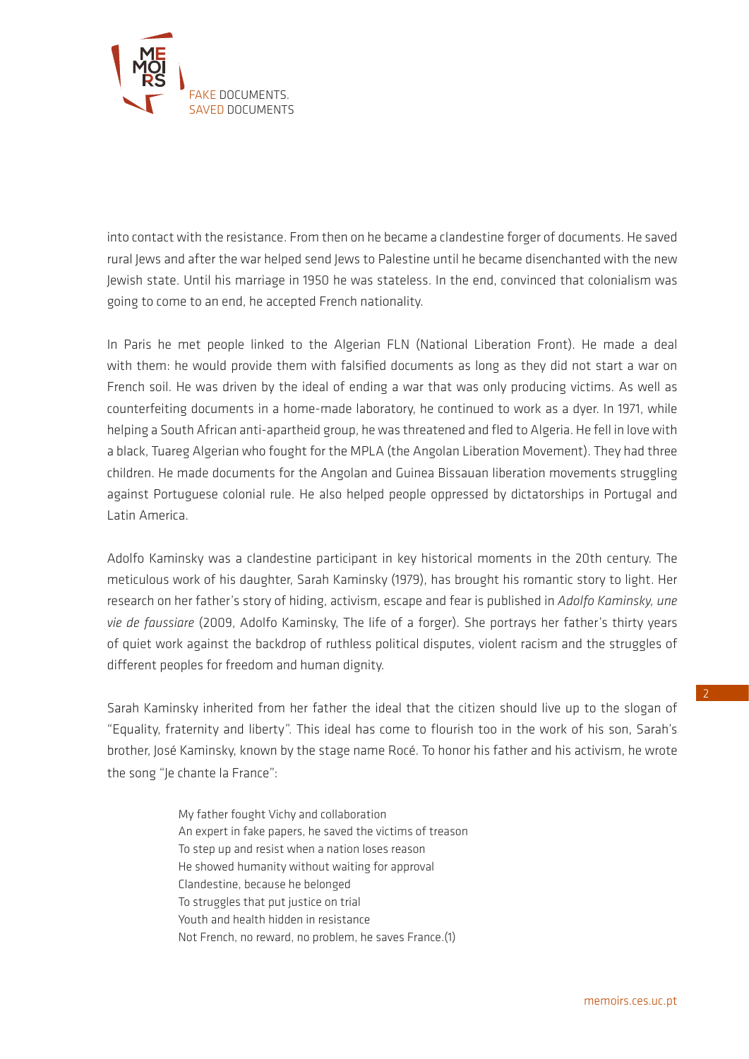into contact with the resistance. From then on he became a clandestine forger of documents. He saved rural Jews and after the war helped send Jews to Palestine until he became disenchanted with the new Jewish state. Until his marriage in 1950 he was stateless. In the end, convinced that colonialism was going to come to an end, he accepted French nationality.

In Paris he met people linked to the Algerian FLN (National Liberation Front). He made a deal with them: he would provide them with falsified documents as long as they did not start a war on French soil. He was driven by the ideal of ending a war that was only producing victims. As well as counterfeiting documents in a home-made laboratory, he continued to work as a dyer. In 1971, while helping a South African anti-apartheid group, he was threatened and fled to Algeria. He fell in love with a black, Tuareg Algerian who fought for the MPLA (the Angolan Liberation Movement). They had three children. He made documents for the Angolan and Guinea Bissauan liberation movements struggling against Portuguese colonial rule. He also helped people oppressed by dictatorships in Portugal and Latin America.

Adolfo Kaminsky was a clandestine participant in key historical moments in the 20th century. The meticulous work of his daughter, Sarah Kaminsky (1979), has brought his romantic story to light. Her research on her father's story of hiding, activism, escape and fear is published in *Adolfo Kaminsky, une vie de faussiare* (2009, Adolfo Kaminsky, The life of a forger). She portrays her father's thirty years of quiet work against the backdrop of ruthless political disputes, violent racism and the struggles of different peoples for freedom and human dignity.

Sarah Kaminsky inherited from her father the ideal that the citizen should live up to the slogan of "Equality, fraternity and liberty". This ideal has come to flourish too in the work of his son, Sarah's brother, José Kaminsky, known by the stage name Rocé. To honor his father and his activism, he wrote the song "Je chante la France":

> My father fought Vichy and collaboration
> An expert in fake papers, he saved the victims of treason
> To step up and resist when a nation loses reason
> He showed humanity without waiting for approval
> Clandestine, because he belonged
> To struggles that put justice on trial
> Youth and health hidden in resistance
> Not French, no reward, no problem, he saves France.(1)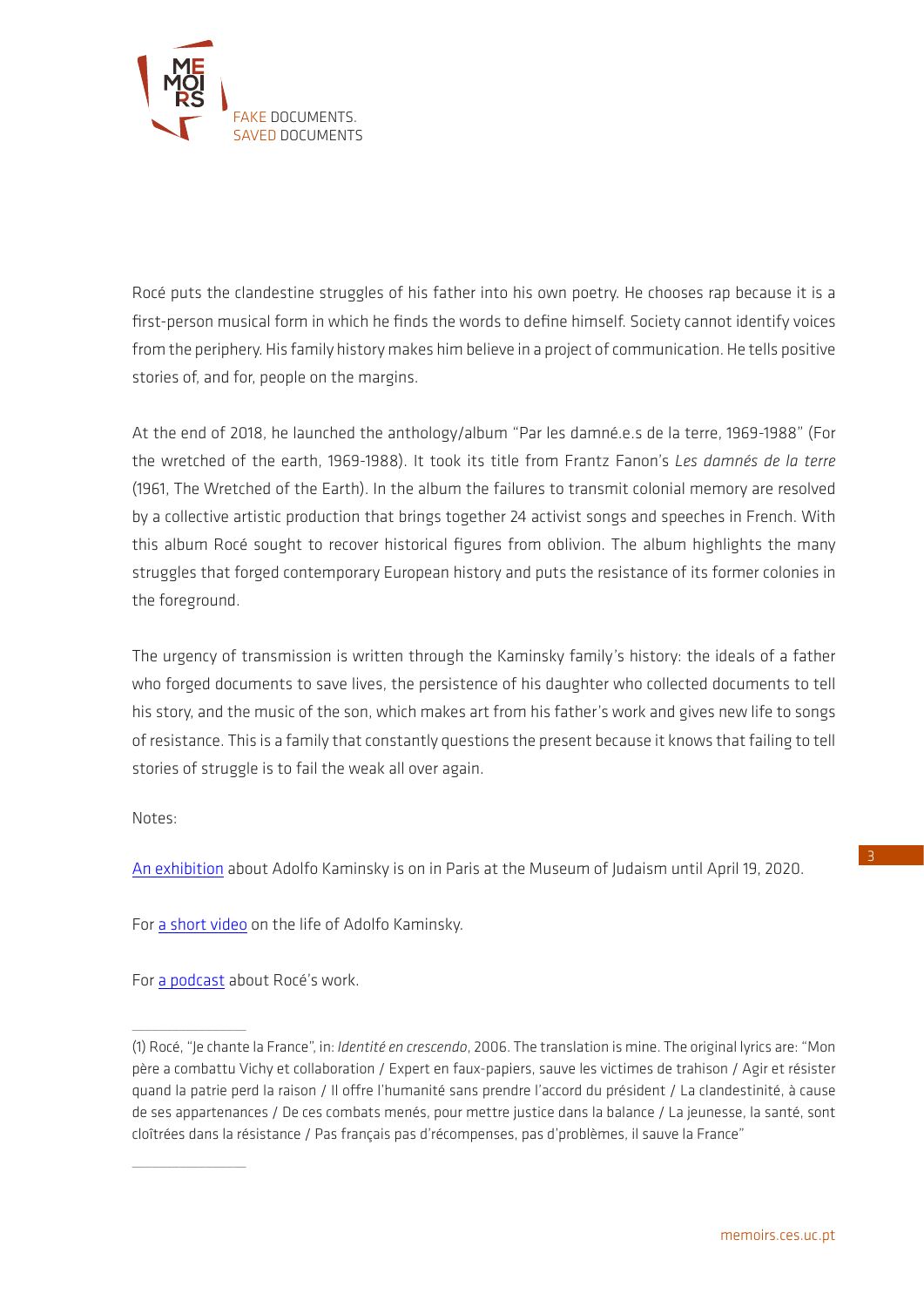Rocé puts the clandestine struggles of his father into his own poetry. He chooses rap because it is a first-person musical form in which he finds the words to define himself. Society cannot identify voices from the periphery. His family history makes him believe in a project of communication. He tells positive stories of, and for, people on the margins.

At the end of 2018, he launched the anthology/album "Par les damné.e.s de la terre, 1969-1988" (For the wretched of the earth, 1969-1988). It took its title from Frantz Fanon's *Les damnés de la terre* (1961, The Wretched of the Earth). In the album the failures to transmit colonial memory are resolved by a collective artistic production that brings together 24 activist songs and speeches in French. With this album Rocé sought to recover historical figures from oblivion. The album highlights the many struggles that forged contemporary European history and puts the resistance of its former colonies in the foreground.

The urgency of transmission is written through the Kaminsky family's history: the ideals of a father who forged documents to save lives, the persistence of his daughter who collected documents to tell his story, and the music of the son, which makes art from his father's work and gives new life to songs of resistance. This is a family that constantly questions the present because it knows that failing to tell stories of struggle is to fail the weak all over again.

Notes:

[An exhibition] about Adolfo Kaminsky is on in Paris at the Museum of Judaism until April 19, 2020.

For [a short video] on the life of Adolfo Kaminsky.

For [a podcast] about Rocé's work.

---

(1) Rocé, "Je chante la France", in: *Identité en crescendo*, 2006. The translation is mine. The original lyrics are: "Mon père a combattu Vichy et collaboration / Expert en faux-papiers, sauve les victimes de trahison / Agir et résister quand la patrie perd la raison / Il offre l'humanité sans prendre l'accord du président / La clandestinité, à cause de ses appartenances / De ces combats menés, pour mettre justice dans la balance / La jeunesse, la santé, sont cloîtrées dans la résistance / Pas français pas d'récompenses, pas d'problèmes, il sauve la France"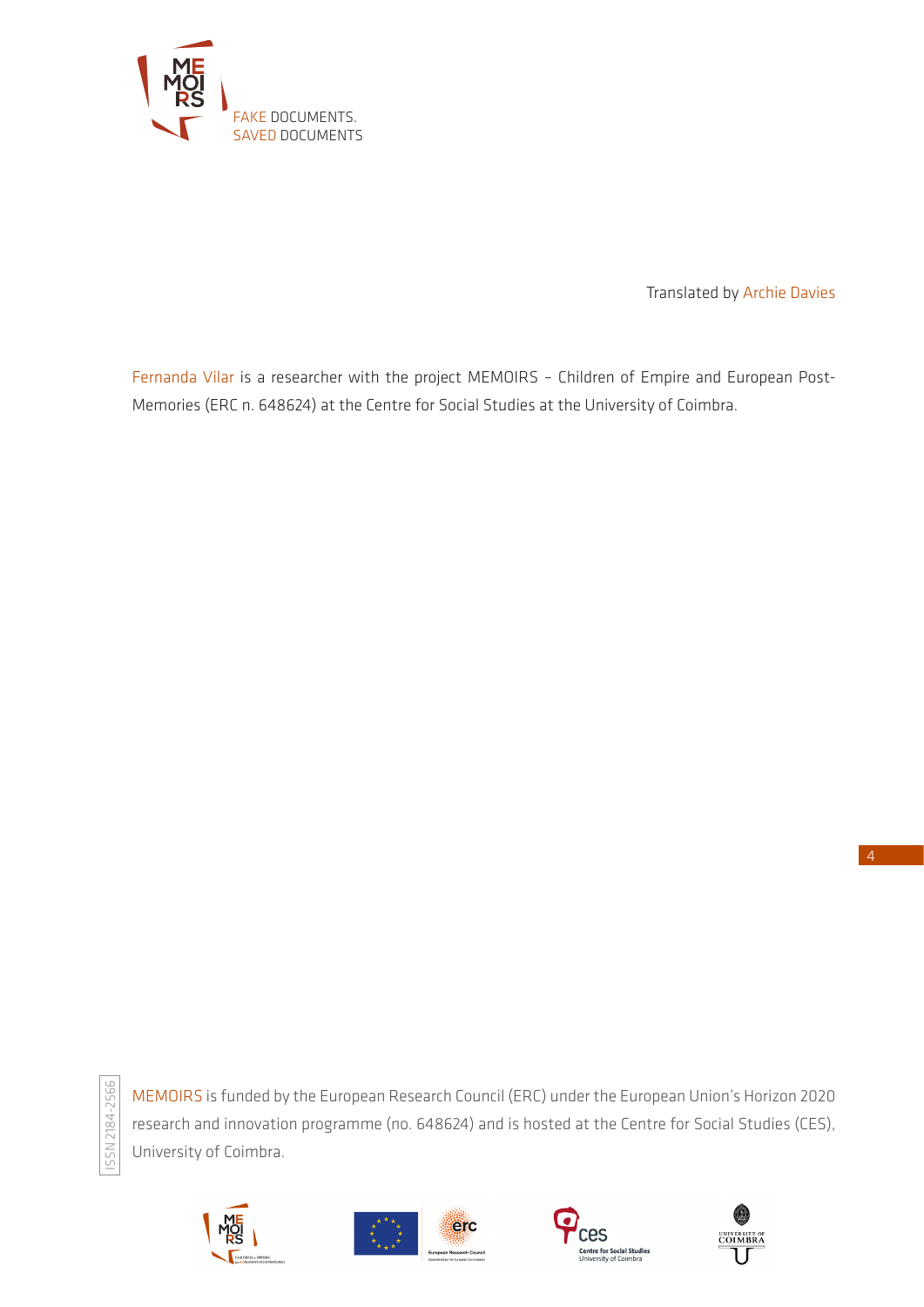Translated by Archie Davies

Fernanda Vilar is a researcher with the project MEMOIRS – Children of Empire and European Post-Memories (ERC n. 648624) at the Centre for Social Studies at the University of Coimbra.

ISSN 2184-2566

MEMOIRS is funded by the European Research Council (ERC) under the European Union's Horizon 2020 research and innovation programme (no. 648624) and is hosted at the Centre for Social Studies (CES), University of Coimbra.